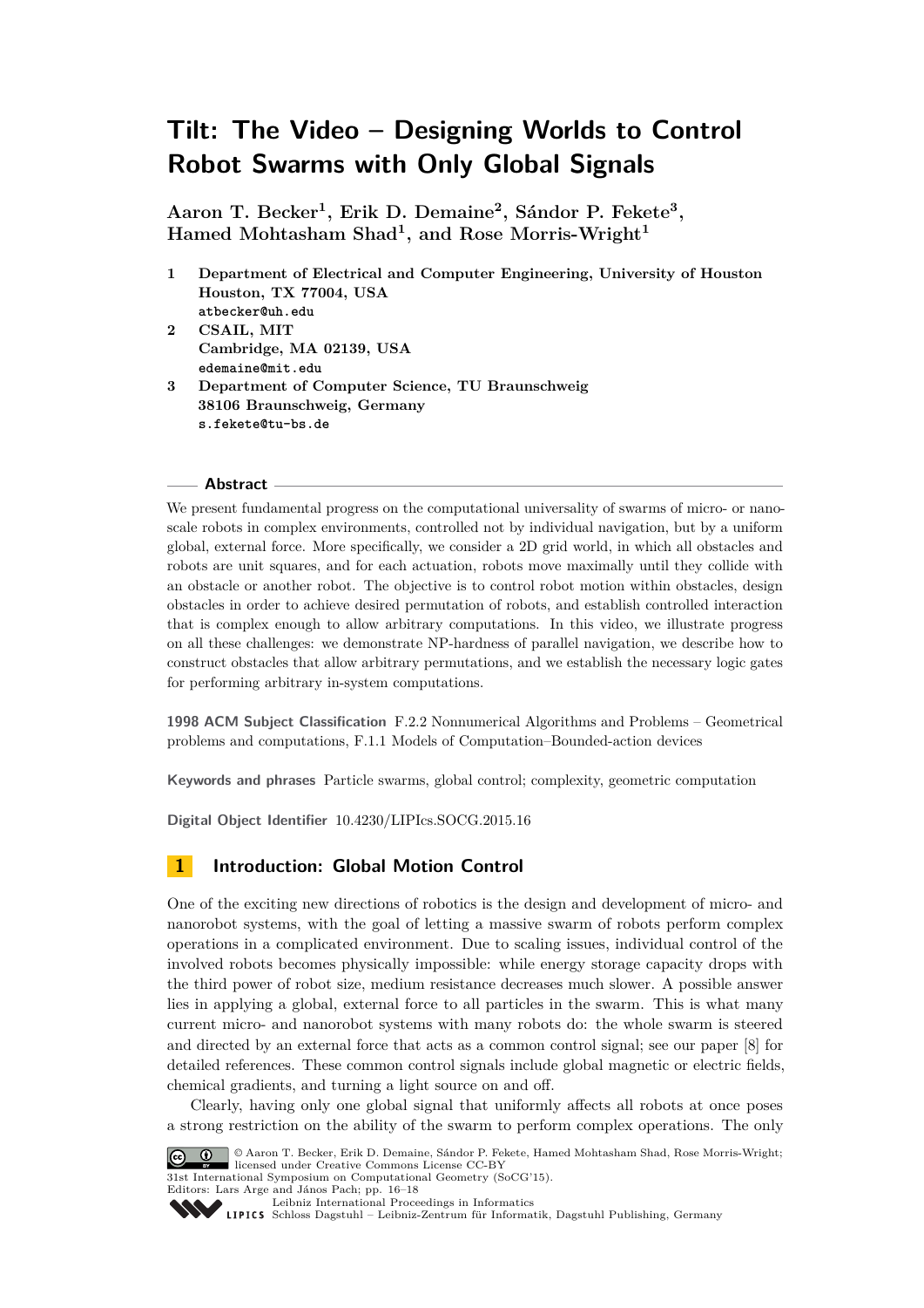# Tilt: The Video – Designing Worlds to Control Robot Swarms with Only Global Signals

**Aaron T. Becker[1], Erik D. Demaine[2], Sándor P. Fekete[3], Hamed Mohtasham Shad[1], and Rose Morris-Wright[1]**

1 **Department of Electrical and Computer Engineering, University of Houston Houston, TX 77004, USA**
atbecker@uh.edu

2 **CSAIL, MIT Cambridge, MA 02139, USA**
edemaine@mit.edu

3 **Department of Computer Science, TU Braunschweig 38106 Braunschweig, Germany**
s.fekete@tu-bs.de

## Abstract

We present fundamental progress on the computational universality of swarms of micro- or nano-scale robots in complex environments, controlled not by individual navigation, but by a uniform global, external force. More specifically, we consider a 2D grid world, in which all obstacles and robots are unit squares, and for each actuation, robots move maximally until they collide with an obstacle or another robot. The objective is to control robot motion within obstacles, design obstacles in order to achieve desired permutation of robots, and establish controlled interaction that is complex enough to allow arbitrary computations. In this video, we illustrate progress on all these challenges: we demonstrate NP-hardness of parallel navigation, we describe how to construct obstacles that allow arbitrary permutations, and we establish the necessary logic gates for performing arbitrary in-system computations.

**1998 ACM Subject Classification** F.2.2 Nonnumerical Algorithms and Problems – Geometrical problems and computations, F.1.1 Models of Computation–Bounded-action devices

**Keywords and phrases** Particle swarms, global control; complexity, geometric computation

**Digital Object Identifier** 10.4230/LIPIcs.SOCG.2015.16

## 1 Introduction: Global Motion Control

One of the exciting new directions of robotics is the design and development of micro- and nanorobot systems, with the goal of letting a massive swarm of robots perform complex operations in a complicated environment. Due to scaling issues, individual control of the involved robots becomes physically impossible: while energy storage capacity drops with the third power of robot size, medium resistance decreases much slower. A possible answer lies in applying a global, external force to all particles in the swarm. This is what many current micro- and nanorobot systems with many robots do: the whole swarm is steered and directed by an external force that acts as a common control signal; see our paper [8] for detailed references. These common control signals include global magnetic or electric fields, chemical gradients, and turning a light source on and off.

Clearly, having only one global signal that uniformly affects all robots at once poses a strong restriction on the ability of the swarm to perform complex operations. The only

© Aaron T. Becker, Erik D. Demaine, Sándor P. Fekete, Hamed Mohtasham Shad, Rose Morris-Wright; licensed under Creative Commons License CC-BY
31st International Symposium on Computational Geometry (SoCG'15).
Editors: Lars Arge and János Pach; pp. 16–18
Leibniz International Proceedings in Informatics
Schloss Dagstuhl – Leibniz-Zentrum für Informatik, Dagstuhl Publishing, Germany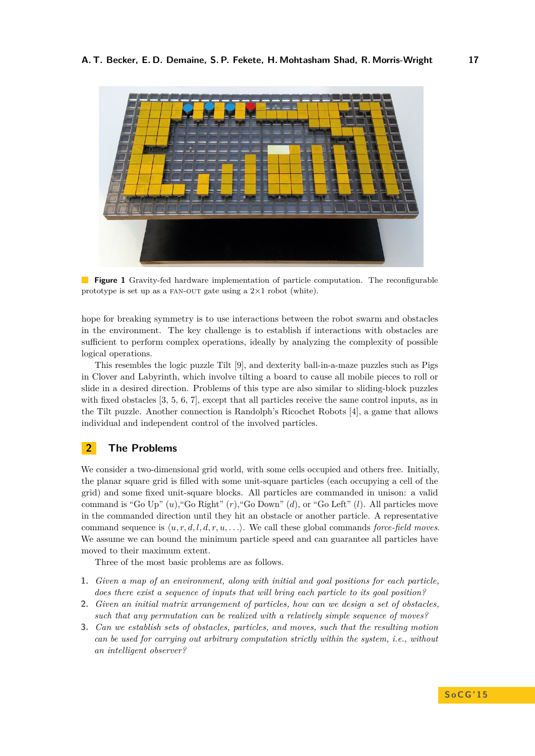**Figure 1** Gravity-fed hardware implementation of particle computation. The reconfigurable prototype is set up as a FAN-OUT gate using a 2×1 robot (white).

hope for breaking symmetry is to use interactions between the robot swarm and obstacles in the environment. The key challenge is to establish if interactions with obstacles are sufficient to perform complex operations, ideally by analyzing the complexity of possible logical operations.

This resembles the logic puzzle Tilt [9], and dexterity ball-in-a-maze puzzles such as Pigs in Clover and Labyrinth, which involve tilting a board to cause all mobile pieces to roll or slide in a desired direction. Problems of this type are also similar to sliding-block puzzles with fixed obstacles [3, 5, 6, 7], except that all particles receive the same control inputs, as in the Tilt puzzle. Another connection is Randolph's Ricochet Robots [4], a game that allows individual and independent control of the involved particles.

## 2 The Problems

We consider a two-dimensional grid world, with some cells occupied and others free. Initially, the planar square grid is filled with some unit-square particles (each occupying a cell of the grid) and some fixed unit-square blocks. All particles are commanded in unison: a valid command is "Go Up" ($u$),"Go Right" ($r$),"Go Down" ($d$), or "Go Left" ($l$). All particles move in the commanded direction until they hit an obstacle or another particle. A representative command sequence is $\langle u, r, d, l, d, r, u, \ldots \rangle$. We call these global commands *force-field moves*. We assume we can bound the minimum particle speed and can guarantee all particles have moved to their maximum extent.

Three of the most basic problems are as follows.

1. *Given a map of an environment, along with initial and goal positions for each particle, does there exist a sequence of inputs that will bring each particle to its goal position?*
2. *Given an initial matrix arrangement of particles, how can we design a set of obstacles, such that any permutation can be realized with a relatively simple sequence of moves?*
3. *Can we establish sets of obstacles, particles, and moves, such that the resulting motion can be used for carrying out arbitrary computation strictly within the system, i.e., without an intelligent observer?*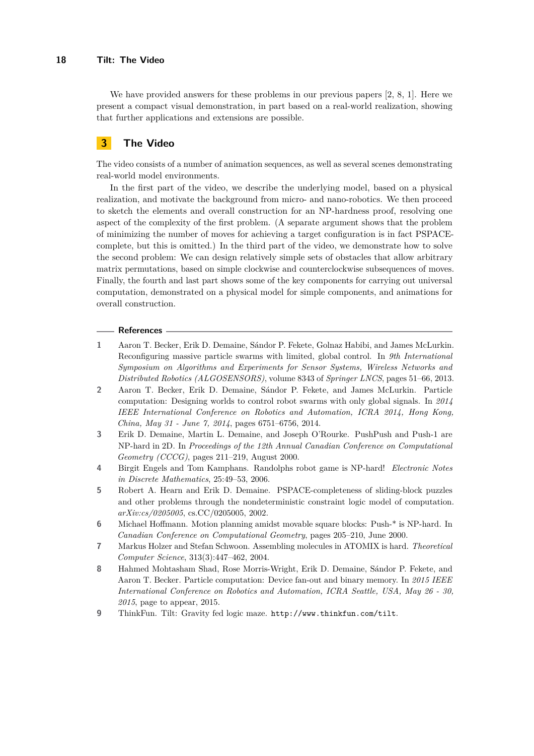We have provided answers for these problems in our previous papers [2, 8, 1]. Here we present a compact visual demonstration, in part based on a real-world realization, showing that further applications and extensions are possible.

## 3 The Video

The video consists of a number of animation sequences, as well as several scenes demonstrating real-world model environments.

In the first part of the video, we describe the underlying model, based on a physical realization, and motivate the background from micro- and nano-robotics. We then proceed to sketch the elements and overall construction for an NP-hardness proof, resolving one aspect of the complexity of the first problem. (A separate argument shows that the problem of minimizing the number of moves for achieving a target configuration is in fact PSPACE-complete, but this is omitted.) In the third part of the video, we demonstrate how to solve the second problem: We can design relatively simple sets of obstacles that allow arbitrary matrix permutations, based on simple clockwise and counterclockwise subsequences of moves. Finally, the fourth and last part shows some of the key components for carrying out universal computation, demonstrated on a physical model for simple components, and animations for overall construction.

## References

1. Aaron T. Becker, Erik D. Demaine, Sándor P. Fekete, Golnaz Habibi, and James McLurkin. Reconfiguring massive particle swarms with limited, global control. In *9th International Symposium on Algorithms and Experiments for Sensor Systems, Wireless Networks and Distributed Robotics (ALGOSENSORS)*, volume 8343 of *Springer LNCS*, pages 51–66, 2013.
2. Aaron T. Becker, Erik D. Demaine, Sándor P. Fekete, and James McLurkin. Particle computation: Designing worlds to control robot swarms with only global signals. In *2014 IEEE International Conference on Robotics and Automation, ICRA 2014, Hong Kong, China, May 31 - June 7, 2014*, pages 6751–6756, 2014.
3. Erik D. Demaine, Martin L. Demaine, and Joseph O'Rourke. PushPush and Push-1 are NP-hard in 2D. In *Proceedings of the 12th Annual Canadian Conference on Computational Geometry (CCCG)*, pages 211–219, August 2000.
4. Birgit Engels and Tom Kamphans. Randolphs robot game is NP-hard! *Electronic Notes in Discrete Mathematics*, 25:49–53, 2006.
5. Robert A. Hearn and Erik D. Demaine. PSPACE-completeness of sliding-block puzzles and other problems through the nondeterministic constraint logic model of computation. *arXiv:cs/0205005*, cs.CC/0205005, 2002.
6. Michael Hoffmann. Motion planning amidst movable square blocks: Push-* is NP-hard. In *Canadian Conference on Computational Geometry*, pages 205–210, June 2000.
7. Markus Holzer and Stefan Schwoon. Assembling molecules in ATOMIX is hard. *Theoretical Computer Science*, 313(3):447–462, 2004.
8. Hahmed Mohtasham Shad, Rose Morris-Wright, Erik D. Demaine, Sándor P. Fekete, and Aaron T. Becker. Particle computation: Device fan-out and binary memory. In *2015 IEEE International Conference on Robotics and Automation, ICRA Seattle, USA, May 26 - 30, 2015*, page to appear, 2015.
9. ThinkFun. Tilt: Gravity fed logic maze. `http://www.thinkfun.com/tilt`.